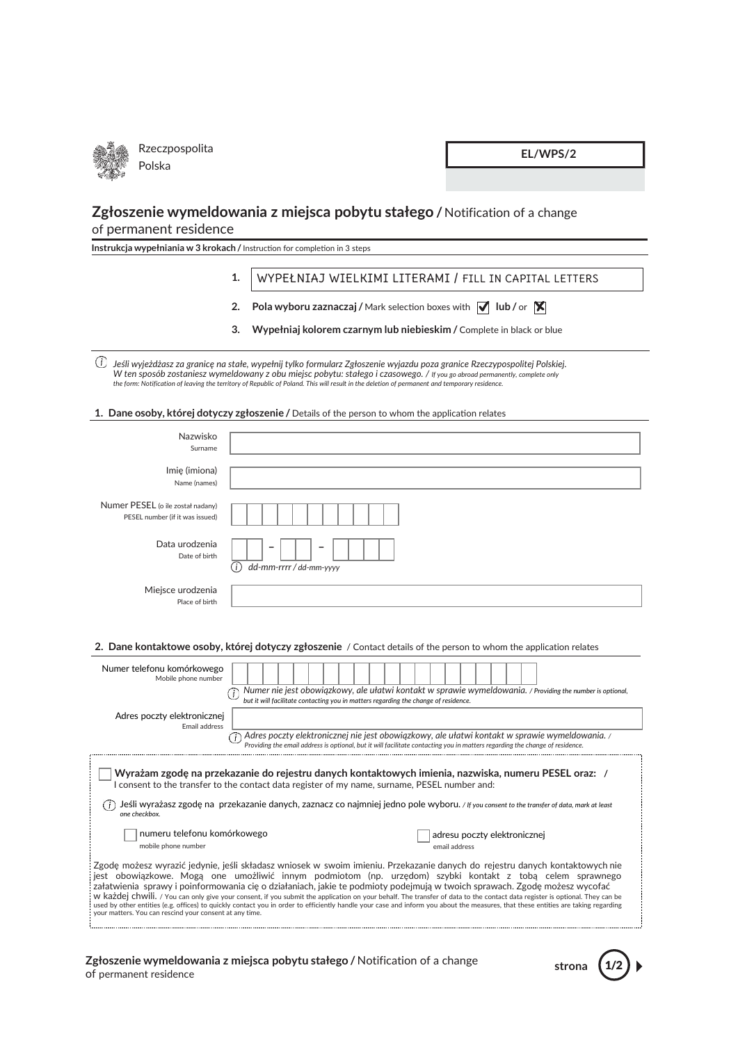Rzeczpospolita Polska

**EL/WPS/2**

# Zgłoszenie wymeldowania z miejsca pobytu stałego / Notification of a change of permanent residence

**Instrukcja wypełniania w 3 krokach /** Instruction for completion in 3 steps

1. WYPEŁNIAJ WIELKIMI LITERAMI / FILL IN CAPITAL LETTERS
2. **Pola wyboru zaznaczaj /** Mark selection boxes with ☑ **lub /** or ☒
3. **Wypełniaj kolorem czarnym lub niebieskim /** Complete in black or blue

*Jeśli wyjeżdżasz za granicę na stałe, wypełnij tylko formularz Zgłoszenie wyjazdu poza granice Rzeczypospolitej Polskiej. W ten sposób zostaniesz wymeldowany z obu miejsc pobytu: stałego i czasowego. / If you go abroad permanently, complete only the form: Notification of leaving the territory of Republic of Poland. This will result in the deletion of permanent and temporary residence.*

## 1. Dane osoby, której dotyczy zgłoszenie / Details of the person to whom the application relates

Nazwisko
Surname

Imię (imiona)
Name (names)

Numer PESEL (o ile został nadany)
PESEL number (if it was issued)

Data urodzenia
Date of birth

*dd-mm-rrrr / dd-mm-yyyy*

Miejsce urodzenia
Place of birth

## 2. Dane kontaktowe osoby, której dotyczy zgłoszenie / Contact details of the person to whom the application relates

Numer telefonu komórkowego
Mobile phone number

*Numer nie jest obowiązkowy, ale ułatwi kontakt w sprawie wymeldowania. / Providing the number is optional, but it will facilitate contacting you in matters regarding the change of residence.*

Adres poczty elektronicznej
Email address

*Adres poczty elektronicznej nie jest obowiązkowy, ale ułatwi kontakt w sprawie wymeldowania. / Providing the email address is optional, but it will facilitate contacting you in matters regarding the change of residence.*

☐ **Wyrażam zgodę na przekazanie do rejestru danych kontaktowych imienia, nazwiska, numeru PESEL oraz: /** I consent to the transfer to the contact data register of my name, surname, PESEL number and:

*Jeśli wyrażasz zgodę na przekazanie danych, zaznacz co najmniej jedno pole wyboru. / If you consent to the transfer of data, mark at least one checkbox.*

☐ numeru telefonu komórkowego
mobile phone number

☐ adresu poczty elektronicznej
email address

Zgodę możesz wyrazić jedynie, jeśli składasz wniosek w swoim imieniu. Przekazanie danych do rejestru danych kontaktowych nie jest obowiązkowe. Mogą one umożliwić innym podmiotom (np. urzędom) szybki kontakt z tobą celem sprawnego załatwienia sprawy i poinformowania cię o działaniach, jakie te podmioty podejmują w twoich sprawach. Zgodę możesz wycofać w każdej chwili. / You can only give your consent, if you submit the application on your behalf. The transfer of data to the contact data register is optional. They can be used by other entities (e.g. offices) to quickly contact you in order to efficiently handle your case and inform you about the measures, that these entities are taking regarding your matters. You can rescind your consent at any time.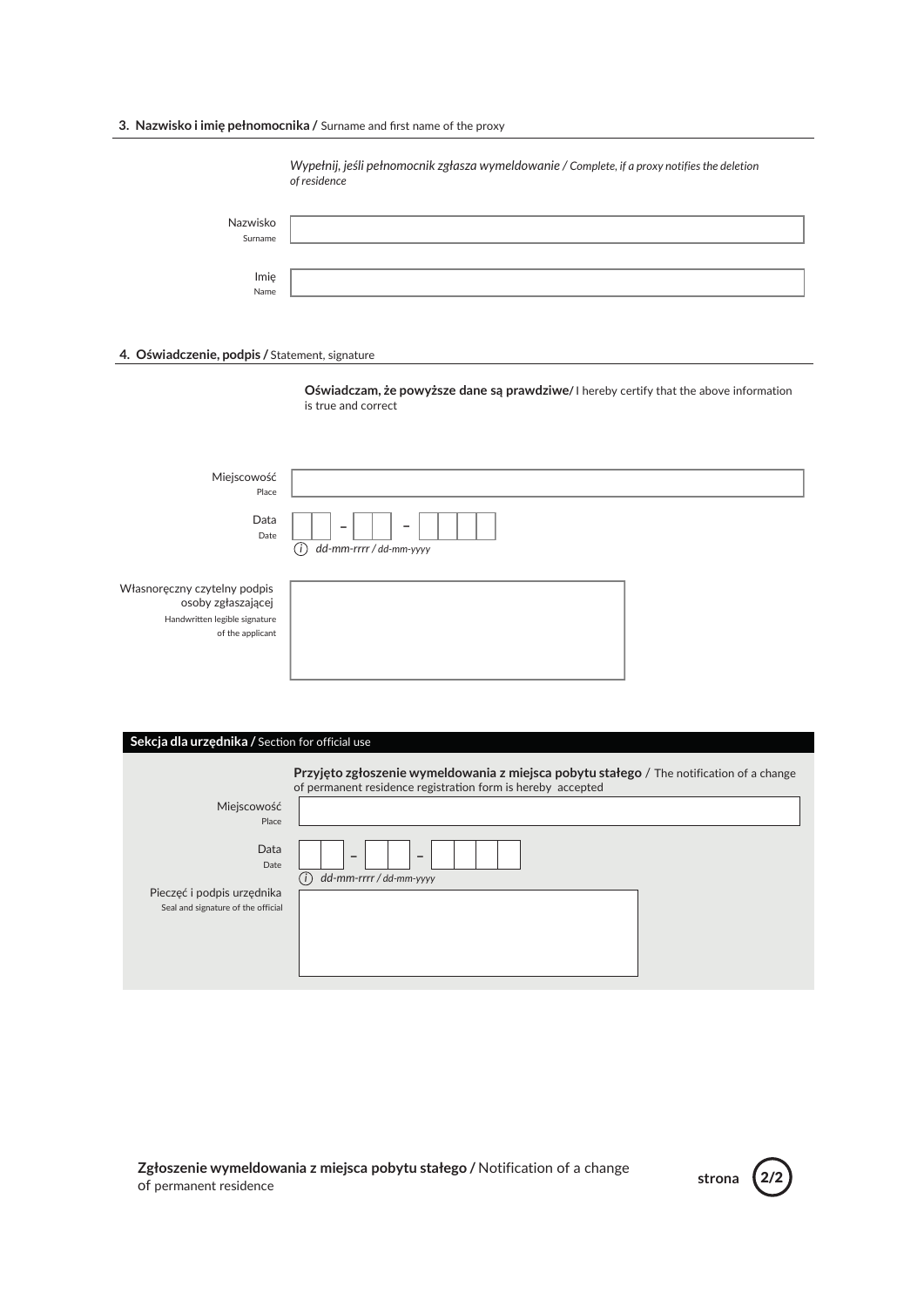### 3. **Nazwisko i imię pełnomocnika /** Surname and first name of the proxy

*Wypełnij, jeśli pełnomocnik zgłasza wymeldowanie / Complete, if a proxy notifies the deletion of residence*

Nazwisko
Surname

Imię
Name

### 4. **Oświadczenie, podpis /** Statement, signature

**Oświadczam, że powyższe dane są prawdziwe/** I hereby certify that the above information is true and correct

Miejscowość
Place

Data
Date

*dd-mm-rrrr / dd-mm-yyyy*

Własnoręczny czytelny podpis osoby zgłaszającej
Handwritten legible signature of the applicant

### **Sekcja dla urzędnika /** Section for official use

**Przyjęto zgłoszenie wymeldowania z miejsca pobytu stałego** / The notification of a change of permanent residence registration form is hereby accepted

Miejscowość
Place

Data
Date

*dd-mm-rrrr / dd-mm-yyyy*

Pieczęć i podpis urzędnika
Seal and signature of the official